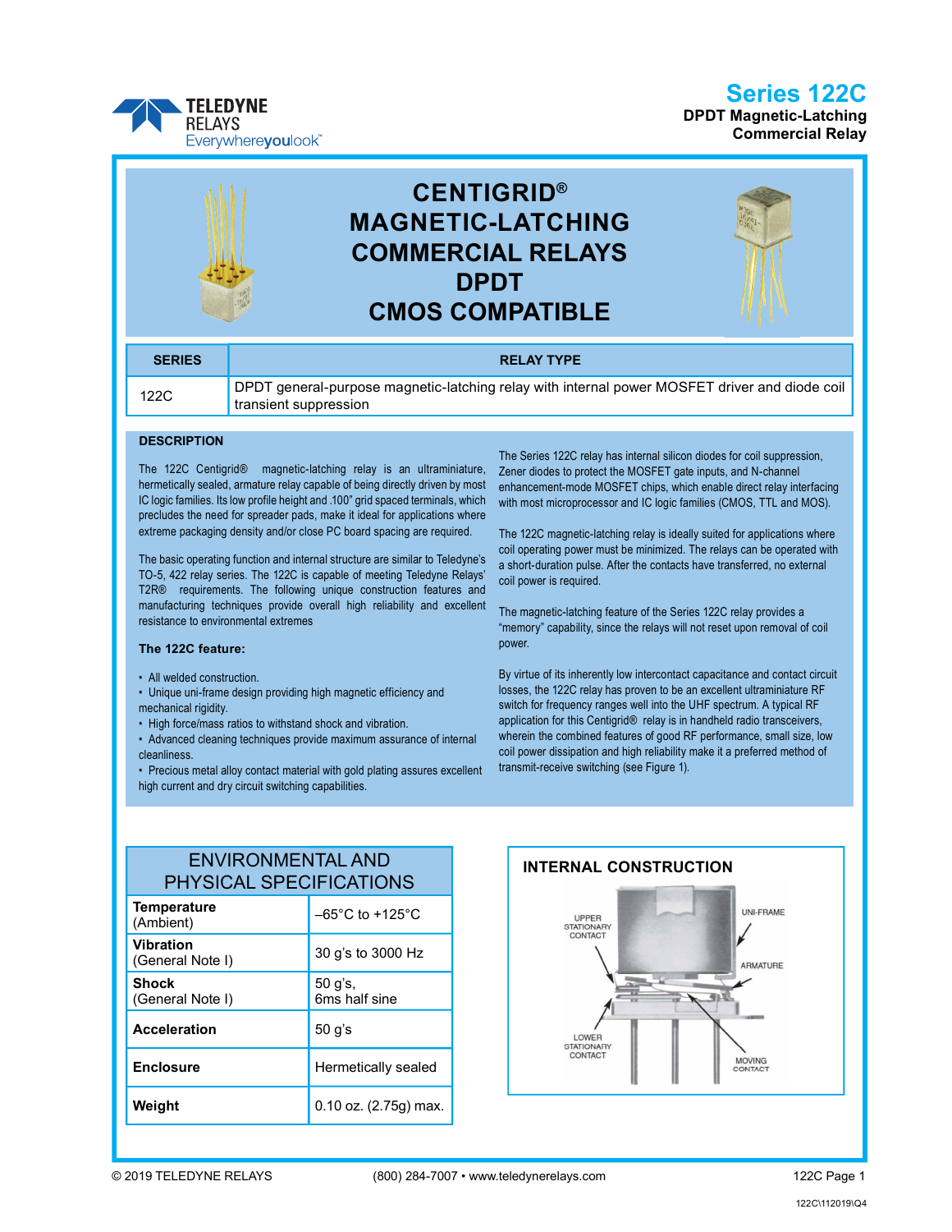# Series 122C

**DPDT Magnetic-Latching Commercial Relay**

# CENTIGRID® MAGNETIC-LATCHING COMMERCIAL RELAYS DPDT CMOS COMPATIBLE

| SERIES | RELAY TYPE |
|---|---|
| 122C | DPDT general-purpose magnetic-latching relay with internal power MOSFET driver and diode coil transient suppression |

## DESCRIPTION

The 122C Centigrid® magnetic-latching relay is an ultraminiature, hermetically sealed, armature relay capable of being directly driven by most IC logic families. Its low profile height and .100" grid spaced terminals, which precludes the need for spreader pads, make it ideal for applications where extreme packaging density and/or close PC board spacing are required.

The basic operating function and internal structure are similar to Teledyne's TO-5, 422 relay series. The 122C is capable of meeting Teledyne Relays' T2R® requirements. The following unique construction features and manufacturing techniques provide overall high reliability and excellent resistance to environmental extremes

**The 122C feature:**

- All welded construction.
- Unique uni-frame design providing high magnetic efficiency and mechanical rigidity.
- High force/mass ratios to withstand shock and vibration.
- Advanced cleaning techniques provide maximum assurance of internal cleanliness.
- Precious metal alloy contact material with gold plating assures excellent high current and dry circuit switching capabilities.

The Series 122C relay has internal silicon diodes for coil suppression, Zener diodes to protect the MOSFET gate inputs, and N-channel enhancement-mode MOSFET chips, which enable direct relay interfacing with most microprocessor and IC logic families (CMOS, TTL and MOS).

The 122C magnetic-latching relay is ideally suited for applications where coil operating power must be minimized. The relays can be operated with a short-duration pulse. After the contacts have transferred, no external coil power is required.

The magnetic-latching feature of the Series 122C relay provides a "memory" capability, since the relays will not reset upon removal of coil power.

By virtue of its inherently low intercontact capacitance and contact circuit losses, the 122C relay has proven to be an excellent ultraminiature RF switch for frequency ranges well into the UHF spectrum. A typical RF application for this Centigrid® relay is in handheld radio transceivers, wherein the combined features of good RF performance, small size, low coil power dissipation and high reliability make it a preferred method of transmit-receive switching (see Figure 1).

## ENVIRONMENTAL AND PHYSICAL SPECIFICATIONS

| Parameter | Value |
|---|---|
| **Temperature** (Ambient) | –65°C to +125°C |
| **Vibration** (General Note I) | 30 g's to 3000 Hz |
| **Shock** (General Note I) | 50 g's, 6ms half sine |
| **Acceleration** | 50 g's |
| **Enclosure** | Hermetically sealed |
| **Weight** | 0.10 oz. (2.75g) max. |

## INTERNAL CONSTRUCTION

UPPER STATIONARY CONTACT · UNI-FRAME · ARMATURE · LOWER STATIONARY CONTACT · MOVING CONTACT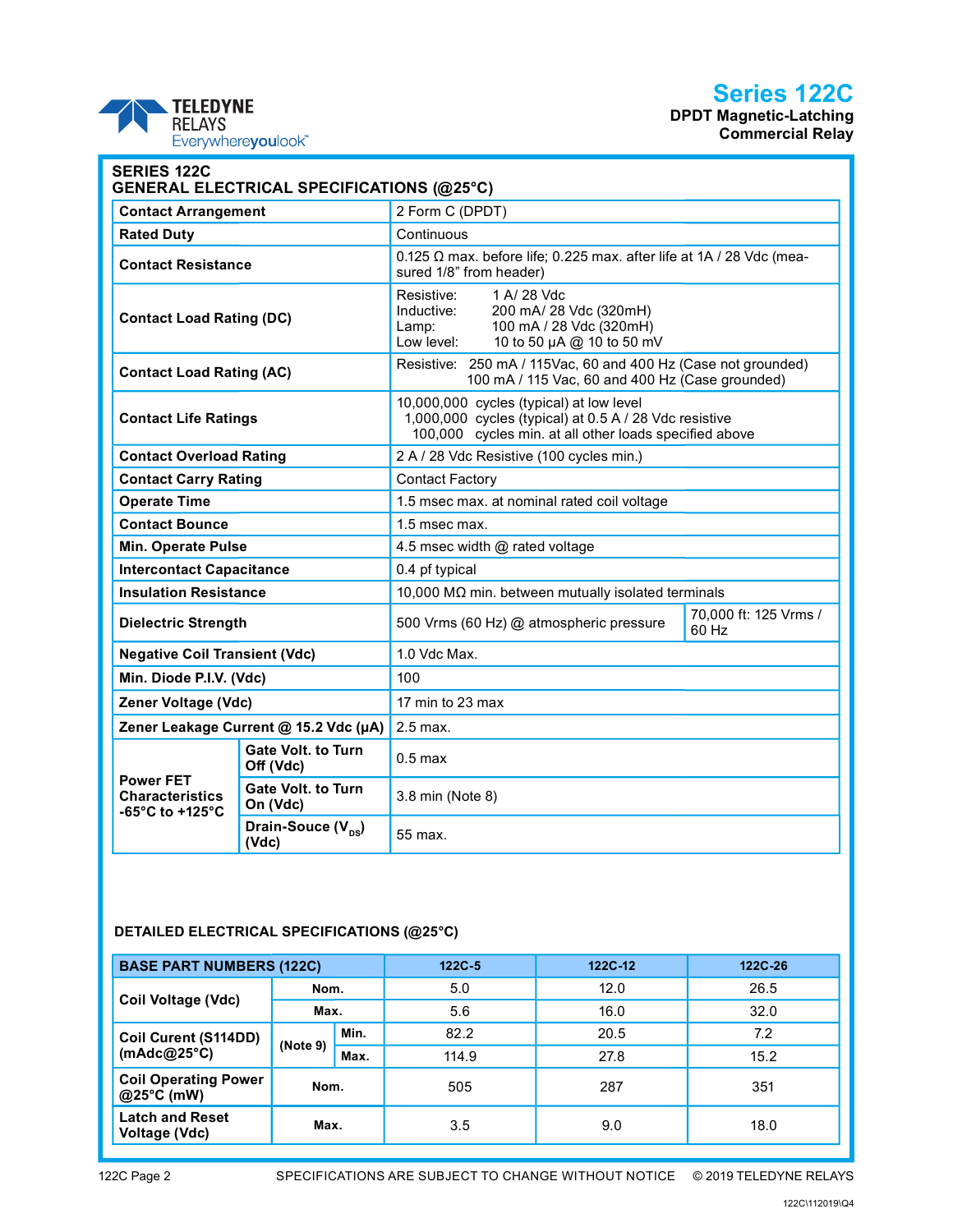**TELEDYNE RELAYS**
Everywhereyoulook™

# Series 122C

**DPDT Magnetic-Latching Commercial Relay**

## SERIES 122C
## GENERAL ELECTRICAL SPECIFICATIONS (@25°C)

| | | |
|---|---|---|
| **Contact Arrangement** | 2 Form C (DPDT) | |
| **Rated Duty** | Continuous | |
| **Contact Resistance** | 0.125 Ω max. before life; 0.225 max. after life at 1A / 28 Vdc (measured 1/8" from header) | |
| **Contact Load Rating (DC)** | Resistive: 1 A/ 28 Vdc<br>Inductive: 200 mA/ 28 Vdc (320mH)<br>Lamp: 100 mA / 28 Vdc (320mH)<br>Low level: 10 to 50 µA @ 10 to 50 mV | |
| **Contact Load Rating (AC)** | Resistive: 250 mA / 115Vac, 60 and 400 Hz (Case not grounded)<br>100 mA / 115 Vac, 60 and 400 Hz (Case grounded) | |
| **Contact Life Ratings** | 10,000,000 cycles (typical) at low level<br>1,000,000 cycles (typical) at 0.5 A / 28 Vdc resistive<br>100,000 cycles min. at all other loads specified above | |
| **Contact Overload Rating** | 2 A / 28 Vdc Resistive (100 cycles min.) | |
| **Contact Carry Rating** | Contact Factory | |
| **Operate Time** | 1.5 msec max. at nominal rated coil voltage | |
| **Contact Bounce** | 1.5 msec max. | |
| **Min. Operate Pulse** | 4.5 msec width @ rated voltage | |
| **Intercontact Capacitance** | 0.4 pf typical | |
| **Insulation Resistance** | 10,000 MΩ min. between mutually isolated terminals | |
| **Dielectric Strength** | 500 Vrms (60 Hz) @ atmospheric pressure | 70,000 ft: 125 Vrms / 60 Hz |
| **Negative Coil Transient (Vdc)** | 1.0 Vdc Max. | |
| **Min. Diode P.I.V. (Vdc)** | 100 | |
| **Zener Voltage (Vdc)** | 17 min to 23 max | |
| **Zener Leakage Current @ 15.2 Vdc (µA)** | 2.5 max. | |
| **Power FET Characteristics -65°C to +125°C** — **Gate Volt. to Turn Off (Vdc)** | 0.5 max | |
| **Power FET Characteristics -65°C to +125°C** — **Gate Volt. to Turn On (Vdc)** | 3.8 min (Note 8) | |
| **Power FET Characteristics -65°C to +125°C** — **Drain-Souce ($V_{DS}$) (Vdc)** | 55 max. | |

## DETAILED ELECTRICAL SPECIFICATIONS (@25°C)

| BASE PART NUMBERS (122C) | | | 122C-5 | 122C-12 | 122C-26 |
|---|---|---|---|---|---|
| **Coil Voltage (Vdc)** | **Nom.** | | 5.0 | 12.0 | 26.5 |
| | **Max.** | | 5.6 | 16.0 | 32.0 |
| **Coil Curent (S114DD) (mAdc@25°C)** | **(Note 9)** | **Min.** | 82.2 | 20.5 | 7.2 |
| | | **Max.** | 114.9 | 27.8 | 15.2 |
| **Coil Operating Power @25°C (mW)** | **Nom.** | | 505 | 287 | 351 |
| **Latch and Reset Voltage (Vdc)** | **Max.** | | 3.5 | 9.0 | 18.0 |

SPECIFICATIONS ARE SUBJECT TO CHANGE WITHOUT NOTICE © 2019 TELEDYNE RELAYS

122C\112019\Q4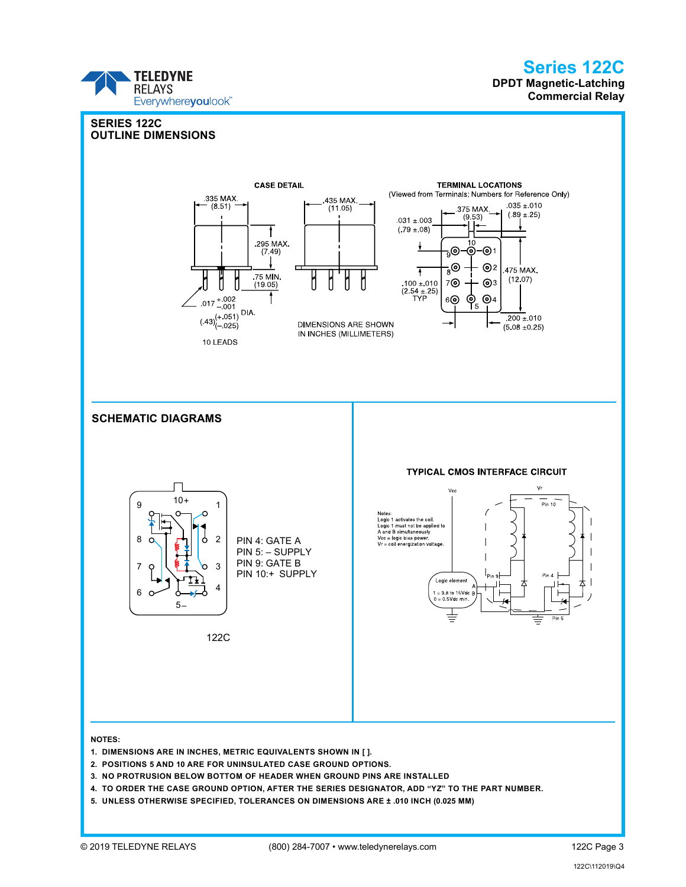## SERIES 122C OUTLINE DIMENSIONS

CASE DETAIL

.335 MAX. (8.51)

.435 MAX. (11.05)

.295 MAX. (7.49)

.75 MIN. (19.05)

.017 +.002 −.001 DIA. (.43)(+.051)(−.025)

10 LEADS

DIMENSIONS ARE SHOWN IN INCHES (MILLIMETERS)

TERMINAL LOCATIONS (Viewed from Terminals; Numbers for Reference Only)

.375 MAX. (9.53)

.035 ±.010 (.89 ±.25)

.031 ±.003 (.79 ±.08)

.100 ±.010 (2.54 ±.25) TYP

.475 MAX. (12.07)

.200 ±.010 (5.08 ±0.25)

## SCHEMATIC DIAGRAMS

PIN 4: GATE A
PIN 5: – SUPPLY
PIN 9: GATE B
PIN 10:+ SUPPLY

122C

TYPICAL CMOS INTERFACE CIRCUIT

Notes:
Logic 1 activates the coil.
Logic 1 must not be applied to A and B simultaneously
Vcc = logic bias power.
Vr = coil energization voltage.

Logic element
1 = 3.8 to 15Vdc
0 = 0.5Vdc min.

NOTES:

1. DIMENSIONS ARE IN INCHES, METRIC EQUIVALENTS SHOWN IN [ ].
2. POSITIONS 5 AND 10 ARE FOR UNINSULATED CASE GROUND OPTIONS.
3. NO PROTRUSION BELOW BOTTOM OF HEADER WHEN GROUND PINS ARE INSTALLED
4. TO ORDER THE CASE GROUND OPTION, AFTER THE SERIES DESIGNATOR, ADD “YZ” TO THE PART NUMBER.
5. UNLESS OTHERWISE SPECIFIED, TOLERANCES ON DIMENSIONS ARE ± .010 INCH (0.025 MM)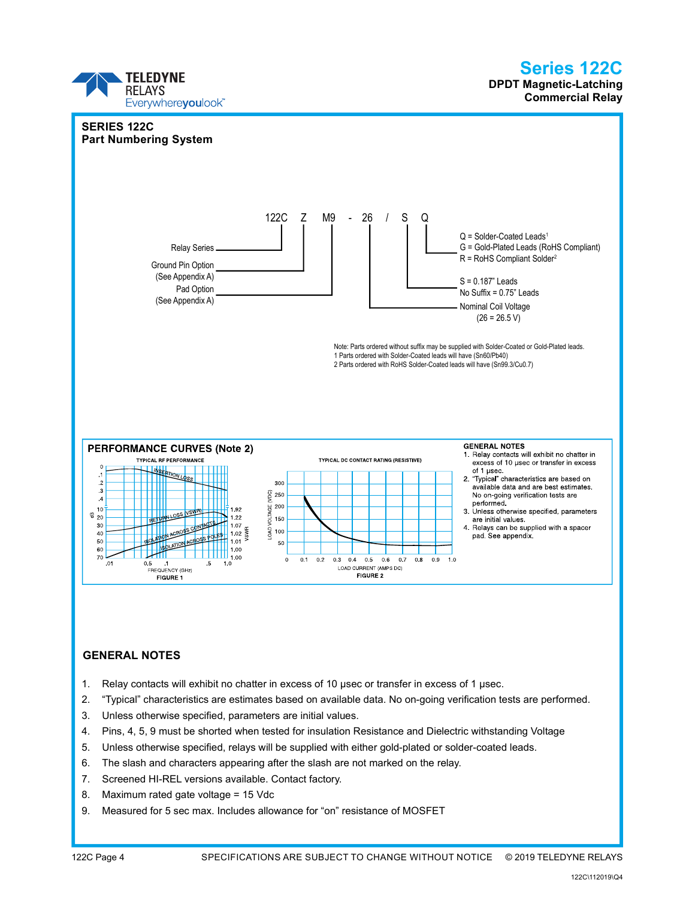# Series 122C

**DPDT Magnetic-Latching Commercial Relay**

## SERIES 122C
## Part Numbering System

122C Z M9 - 26 / S Q

- Relay Series → 122C
- Ground Pin Option (See Appendix A) → Z
- Pad Option (See Appendix A) → M9
- Nominal Coil Voltage (26 = 26.5 V) → 26
- S = 0.187" Leads; No Suffix = 0.75" Leads → S
- Q = Solder-Coated Leads[1]; G = Gold-Plated Leads (RoHS Compliant); R = RoHS Compliant Solder[2] → Q

Note: Parts ordered without suffix may be supplied with Solder-Coated or Gold-Plated leads.
1 Parts ordered with Solder-Coated leads will have (Sn60/Pb40)
2 Parts ordered with RoHS Solder-Coated leads will have (Sn99.3/Cu0.7)

## PERFORMANCE CURVES (Note 2)

TYPICAL RF PERFORMANCE

FIGURE 1

TYPICAL DC CONTACT RATING (RESISTIVE)

FIGURE 2

**GENERAL NOTES**

1. Relay contacts will exhibit no chatter in excess of 10 µsec or transfer in excess of 1 µsec.
2. "Typical" characteristics are based on available data and are best estimates. No on-going verification tests are performed.
3. Unless otherwise specified, parameters are initial values.
4. Relays can be supplied with a spacer pad. See appendix.

## GENERAL NOTES

1. Relay contacts will exhibit no chatter in excess of 10 µsec or transfer in excess of 1 µsec.
2. "Typical" characteristics are estimates based on available data. No on-going verification tests are performed.
3. Unless otherwise specified, parameters are initial values.
4. Pins, 4, 5, 9 must be shorted when tested for insulation Resistance and Dielectric withstanding Voltage
5. Unless otherwise specified, relays will be supplied with either gold-plated or solder-coated leads.
6. The slash and characters appearing after the slash are not marked on the relay.
7. Screened HI-REL versions available. Contact factory.
8. Maximum rated gate voltage = 15 Vdc
9. Measured for 5 sec max. Includes allowance for "on" resistance of MOSFET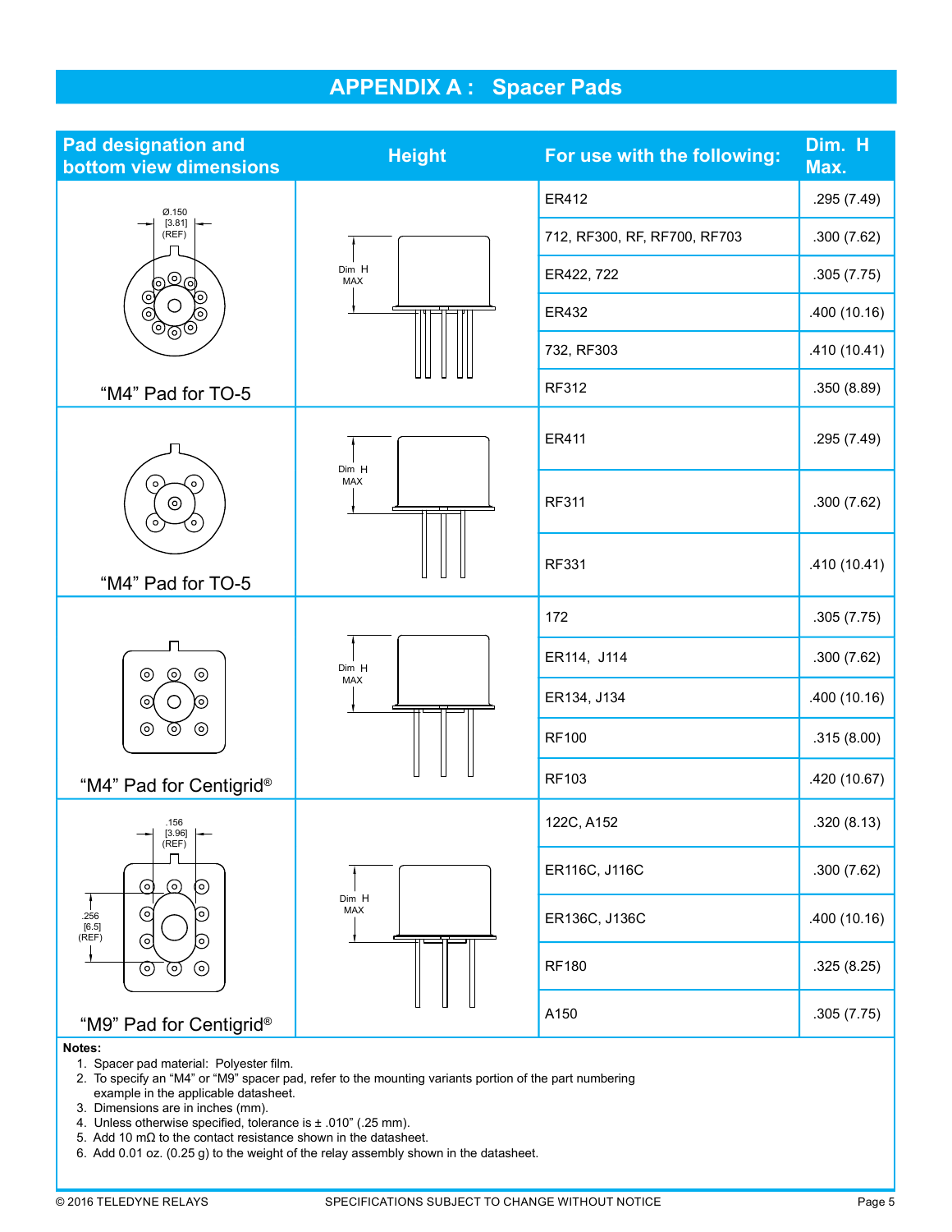# APPENDIX A : Spacer Pads

| Pad designation and bottom view dimensions | Height | For use with the following: | Dim. H Max. |
|---|---|---|---|
| "M4" Pad for TO-5 (Ø.150 [3.81] (REF)) | Dim H MAX | ER412 | .295 (7.49) |
| | | 712, RF300, RF, RF700, RF703 | .300 (7.62) |
| | | ER422, 722 | .305 (7.75) |
| | | ER432 | .400 (10.16) |
| | | 732, RF303 | .410 (10.41) |
| | | RF312 | .350 (8.89) |
| "M4" Pad for TO-5 | Dim H MAX | ER411 | .295 (7.49) |
| | | RF311 | .300 (7.62) |
| | | RF331 | .410 (10.41) |
| "M4" Pad for Centigrid® | Dim H MAX | 172 | .305 (7.75) |
| | | ER114, J114 | .300 (7.62) |
| | | ER134, J134 | .400 (10.16) |
| | | RF100 | .315 (8.00) |
| | | RF103 | .420 (10.67) |
| "M9" Pad for Centigrid® (.156 [3.96] (REF); .256 [6.5] (REF)) | Dim H MAX | 122C, A152 | .320 (8.13) |
| | | ER116C, J116C | .300 (7.62) |
| | | ER136C, J136C | .400 (10.16) |
| | | RF180 | .325 (8.25) |
| | | A150 | .305 (7.75) |

**Notes:**

1. Spacer pad material: Polyester film.
2. To specify an "M4" or "M9" spacer pad, refer to the mounting variants portion of the part numbering example in the applicable datasheet.
3. Dimensions are in inches (mm).
4. Unless otherwise specified, tolerance is ± .010" (.25 mm).
5. Add 10 mΩ to the contact resistance shown in the datasheet.
6. Add 0.01 oz. (0.25 g) to the weight of the relay assembly shown in the datasheet.

© 2016 TELEDYNE RELAYS SPECIFICATIONS SUBJECT TO CHANGE WITHOUT NOTICE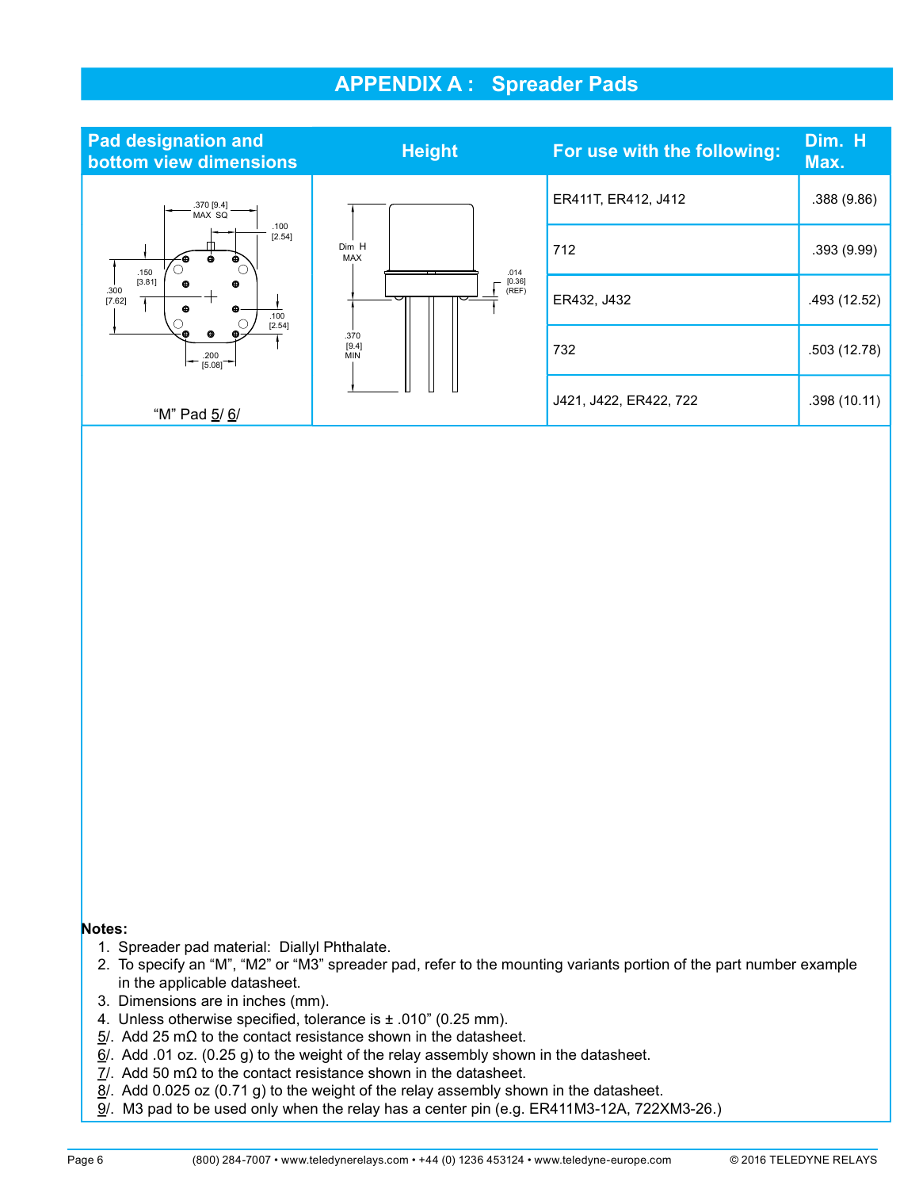# APPENDIX A : Spreader Pads

| Pad designation and bottom view dimensions | Height | For use with the following: | Dim. H Max. |
| --- | --- | --- | --- |
| "M" Pad 5/ 6/ | | ER411T, ER412, J412 | .388 (9.86) |
| | | 712 | .393 (9.99) |
| | | ER432, J432 | .493 (12.52) |
| | | 732 | .503 (12.78) |
| | | J421, J422, ER422, 722 | .398 (10.11) |

**Notes:**

1. Spreader pad material: Diallyl Phthalate.
2. To specify an "M", "M2" or "M3" spreader pad, refer to the mounting variants portion of the part number example in the applicable datasheet.
3. Dimensions are in inches (mm).
4. Unless otherwise specified, tolerance is ± .010" (0.25 mm).

5/. Add 25 mΩ to the contact resistance shown in the datasheet.
6/. Add .01 oz. (0.25 g) to the weight of the relay assembly shown in the datasheet.
7/. Add 50 mΩ to the contact resistance shown in the datasheet.
8/. Add 0.025 oz (0.71 g) to the weight of the relay assembly shown in the datasheet.
9/. M3 pad to be used only when the relay has a center pin (e.g. ER411M3-12A, 722XM3-26.)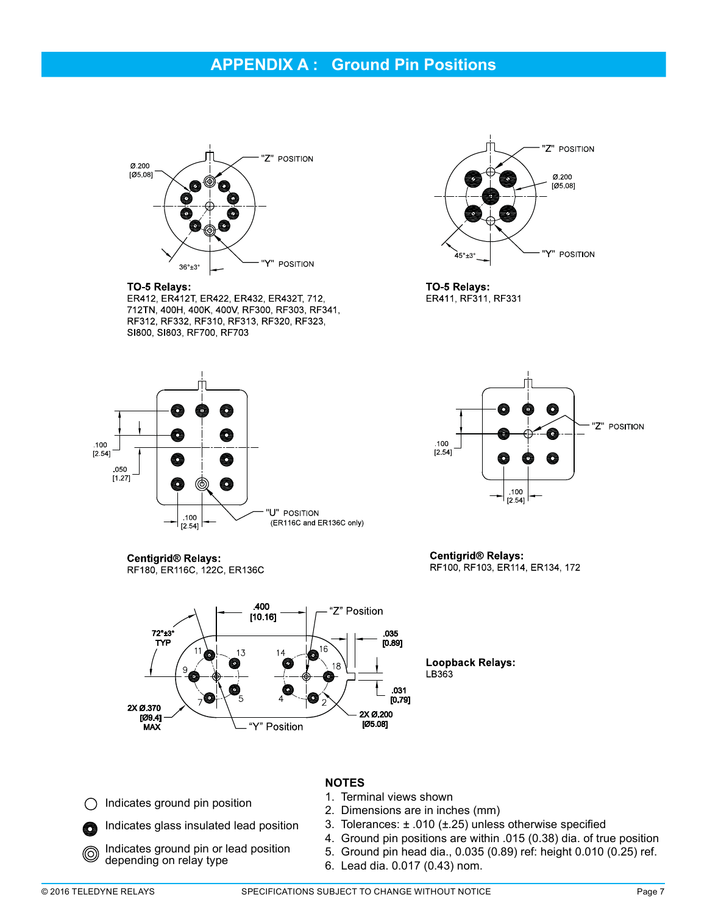# APPENDIX A : Ground Pin Positions

Ø.200
[Ø5.08]
"Z" POSITION
"Y" POSITION
36°±3°

**TO-5 Relays:**
ER412, ER412T, ER422, ER432, ER432T, 712, 712TN, 400H, 400K, 400V, RF300, RF303, RF341, RF312, RF332, RF310, RF313, RF320, RF323, SI800, SI803, RF700, RF703

"Z" POSITION
Ø.200
[Ø5.08]
45°±3°
"Y" POSITION

**TO-5 Relays:**
ER411, RF311, RF331

.100
[2.54]
.050
[1.27]
.100
[2.54]
"U" POSITION
(ER116C and ER136C only)

**Centigrid® Relays:**
RF180, ER116C, 122C, ER136C

.100
[2.54]
"Z" POSITION
.100
[2.54]

**Centigrid® Relays:**
RF100, RF103, ER114, ER134, 172

72°±3°
TYP
.400
[10.16]
"Z" Position
.035
[0.89]
.031
[0.79]
2X Ø.370
[Ø9.4]
MAX
"Y" Position
2X Ø.200
[Ø5.08]
11 13 9 7 5 14 16 18 4 2

**Loopback Relays:**
LB363

- ◯ Indicates ground pin position
- ● Indicates glass insulated lead position
- ◎ Indicates ground pin or lead position depending on relay type

**NOTES**

1. Terminal views shown
2. Dimensions are in inches (mm)
3. Tolerances: ± .010 (±.25) unless otherwise specified
4. Ground pin positions are within .015 (0.38) dia. of true position
5. Ground pin head dia., 0.035 (0.89) ref: height 0.010 (0.25) ref.
6. Lead dia. 0.017 (0.43) nom.

© 2016 TELEDYNE RELAYS SPECIFICATIONS SUBJECT TO CHANGE WITHOUT NOTICE